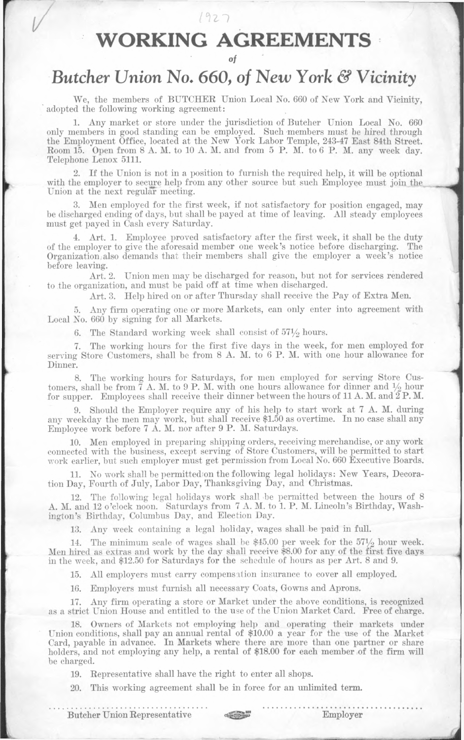1927

# WORKING AGREEMENTS

*of*

## *Butcher Union No. 660, of New York & Vicinity*

We, the members of BUTCHER Union Local No. 660 of New York and Vicinity, adopted the following working agreement:

1. Any market or store under the jurisdiction of Butcher Union Local No. 660 only members in good standing can be employed. Such members must be hired through the Employment Office, located at the New York Labor Temple, 243-47 East 84th Street. Room 15. Open from 8 A. M. to 10 A. M. and from 5 P. M. to 6 P. M. any week day. Telephone Lenox 5111.

2. If the Union is not in a position to furnish the required help, it will be optional with the employer to secure help from any other source but such Employee must join the Union at the next regular meeting.

3. Men employed for the first week, if not satisfactory for position engaged, may be discharged ending of days, but shall be payed at time of leaving. All steady employees must get payed in Cash every Saturday.

4. Art. 1. Employee proved satisfactory after the first week, it shall be the duty of the employer to give the aforesaid member one week's notice before discharging. The Organization also demands that their members shall give the employer a week's notice before leaving.

Art. 2. Union men may be discharged for reason, but not for services rendered to the organization, and must be paid off at time when discharged.

Art. 3. Help hired on or after Thursday shall receive the Pay of Extra Men.

5. Any firm operating one or more Markets, can only enter into agreement with Local No. 660 by signing for all Markets.

6. The Standard working week shall consist of 57½ hours.

7. The working hours for the first five days in the week, for men employed for serving Store Customers, shall be from 8 A. M. to 6 P. M. with one hour allowance for Dinner.

8. The working hours for Saturdays, for men employed for serving Store Customers, shall be from 7 A. M. to 9 P. M. with one hours allowance for dinner and ½ hour for supper. Employees shall receive their dinner between the hours of 11 A. M. and 2 P. M.

9. Should the Employer require any of his help to start work at 7 A. M. during any weekday the men may work, but shall receive $1.50 as overtime. In no case shall any Employee work before 7 A. M. nor after 9 P. M. Saturdays.

10. Men employed in preparing shipping orders, receiving merchandise, or any work connected with the business, except serving of Store Customers, will be permitted to start work earlier, but such employer must get permission from Local No. 660 Executive Boards.

11. No work shall be permitted on the following legal holidays: New Years, Decoration Day, Fourth of July, Labor Day, Thanksgiving Day, and Christmas.

12. The following legal holidays work shall be permitted between the hours of 8 A. M. and 12 o'clock noon. Saturdays from 7 A. M. to 1. P. M. Lincoln's Birthday, Washington's Birthday, Columbus Day, and Election Day.

13. Any week containing a legal holiday, wages shall be paid in full.

14. The minimum scale of wages shall be $45.00 per week for the 57½ hour week. Men hired as extras and work by the day shall receive $8.00 for any of the first five days in the week, and $12.50 for Saturdays for the schedule of hours as per Art. 8 and 9.

15. All employers must carry compensation insurance to cover all employed.

16. Employers must furnish all necessary Coats, Gowns and Aprons.

17. Any firm operating a store or Market under the above conditions, is recognized as a strict Union House and entitled to the use of the Union Market Card. Free of charge.

18. Owners of Markets not employing help and operating their markets under Union conditions, shall pay an annual rental of $10.00 a year for the use of the Market Card, payable in advance. In Markets where there are more than one partner or share holders, and not employing any help, a rental of $18.00 for each member of the firm will be charged.

19. Representative shall have the right to enter all shops.

20. This working agreement shall be in force for an unlimited term.

.................................... Butcher Union Representative

.................................... Employer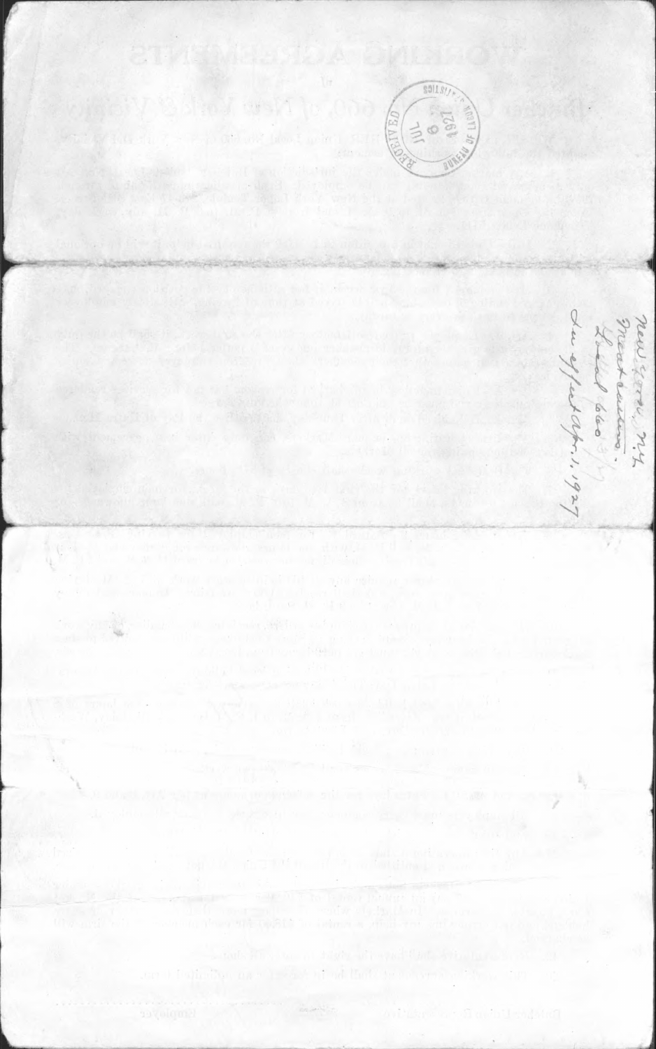# WORKING AGREEMENTS

of

## Butcher Union Local No. 660, of New York & Vicinity

RECEIVED
JUL 6 1927
BUREAU OF LABOR STATISTICS

New York, N.Y.
Meat cutters:
Local 660
In effect Apr. 1, 1927